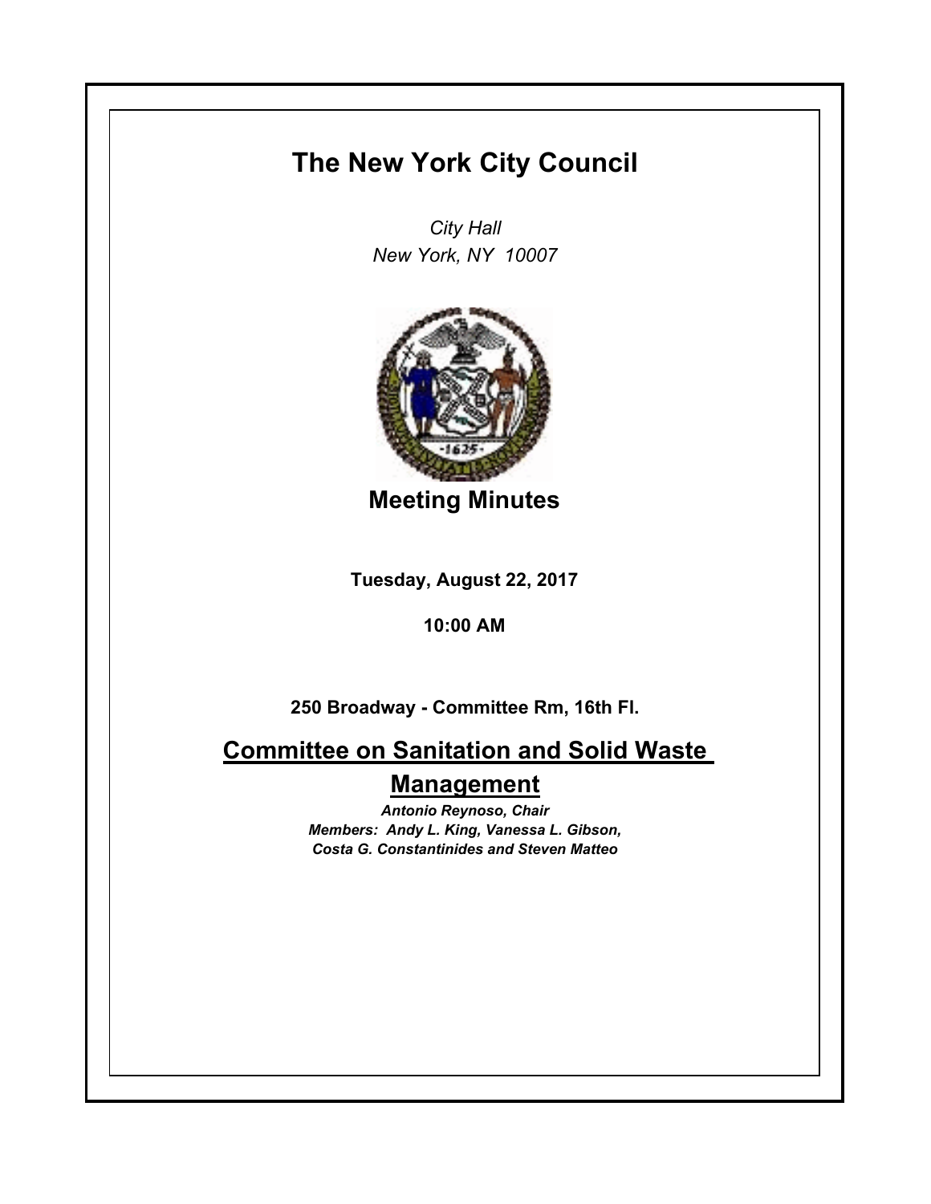# The New York City Council

*City Hall*
*New York, NY 10007*

## Meeting Minutes

**Tuesday, August 22, 2017**

**10:00 AM**

**250 Broadway - Committee Rm, 16th Fl.**

## Committee on Sanitation and Solid Waste Management

***Antonio Reynoso, Chair***
***Members: Andy L. King, Vanessa L. Gibson, Costa G. Constantinides and Steven Matteo***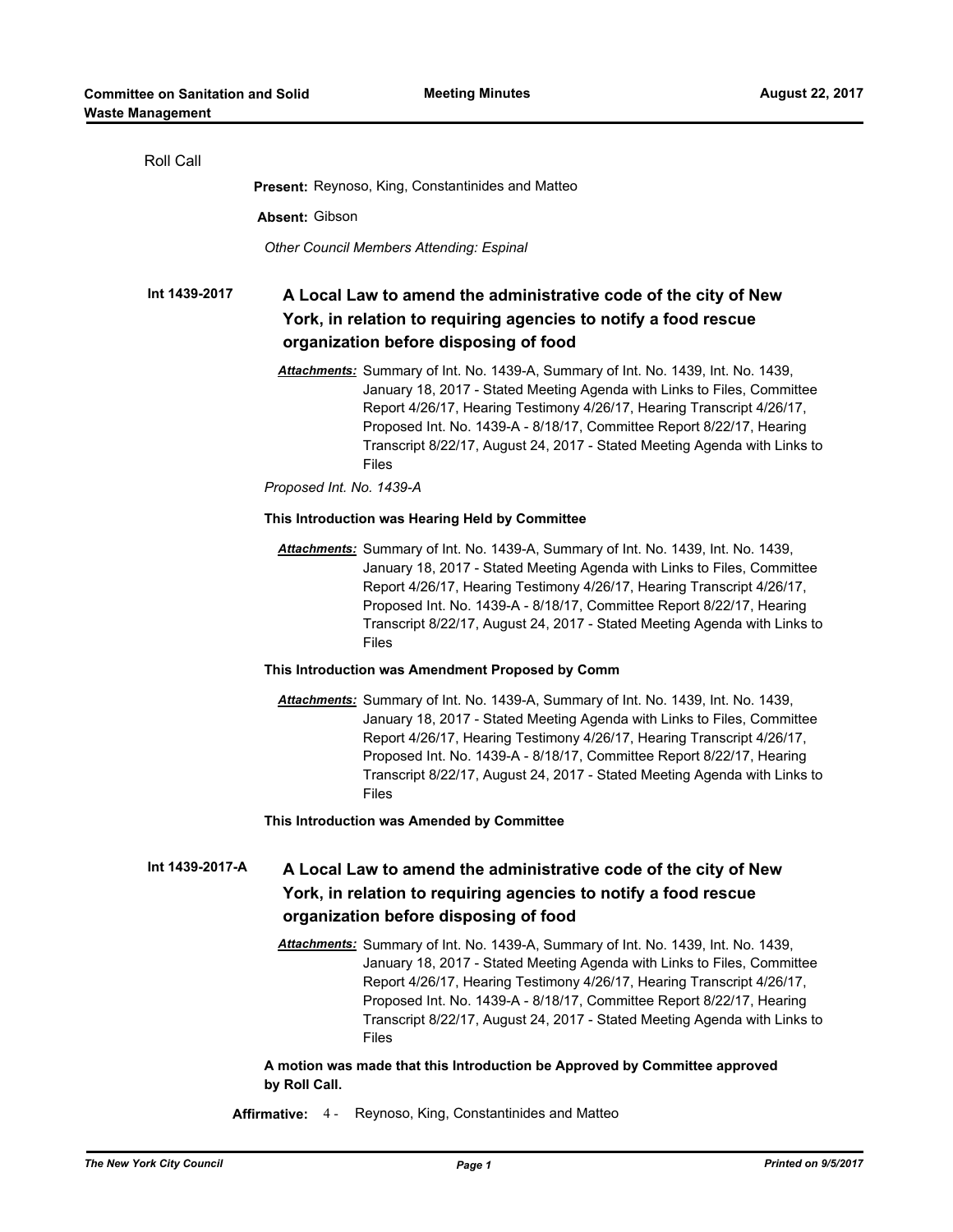Roll Call

**Present:** Reynoso, King, Constantinides and Matteo

**Absent:** Gibson

*Other Council Members Attending: Espinal*

**Int 1439-2017** **A Local Law to amend the administrative code of the city of New York, in relation to requiring agencies to notify a food rescue organization before disposing of food**

***Attachments:*** Summary of Int. No. 1439-A, Summary of Int. No. 1439, Int. No. 1439, January 18, 2017 - Stated Meeting Agenda with Links to Files, Committee Report 4/26/17, Hearing Testimony 4/26/17, Hearing Transcript 4/26/17, Proposed Int. No. 1439-A - 8/18/17, Committee Report 8/22/17, Hearing Transcript 8/22/17, August 24, 2017 - Stated Meeting Agenda with Links to Files

*Proposed Int. No. 1439-A*

**This Introduction was Hearing Held by Committee**

***Attachments:*** Summary of Int. No. 1439-A, Summary of Int. No. 1439, Int. No. 1439, January 18, 2017 - Stated Meeting Agenda with Links to Files, Committee Report 4/26/17, Hearing Testimony 4/26/17, Hearing Transcript 4/26/17, Proposed Int. No. 1439-A - 8/18/17, Committee Report 8/22/17, Hearing Transcript 8/22/17, August 24, 2017 - Stated Meeting Agenda with Links to Files

**This Introduction was Amendment Proposed by Comm**

***Attachments:*** Summary of Int. No. 1439-A, Summary of Int. No. 1439, Int. No. 1439, January 18, 2017 - Stated Meeting Agenda with Links to Files, Committee Report 4/26/17, Hearing Testimony 4/26/17, Hearing Transcript 4/26/17, Proposed Int. No. 1439-A - 8/18/17, Committee Report 8/22/17, Hearing Transcript 8/22/17, August 24, 2017 - Stated Meeting Agenda with Links to Files

**This Introduction was Amended by Committee**

**Int 1439-2017-A** **A Local Law to amend the administrative code of the city of New York, in relation to requiring agencies to notify a food rescue organization before disposing of food**

***Attachments:*** Summary of Int. No. 1439-A, Summary of Int. No. 1439, Int. No. 1439, January 18, 2017 - Stated Meeting Agenda with Links to Files, Committee Report 4/26/17, Hearing Testimony 4/26/17, Hearing Transcript 4/26/17, Proposed Int. No. 1439-A - 8/18/17, Committee Report 8/22/17, Hearing Transcript 8/22/17, August 24, 2017 - Stated Meeting Agenda with Links to Files

**A motion was made that this Introduction be Approved by Committee approved by Roll Call.**

**Affirmative:** 4 - Reynoso, King, Constantinides and Matteo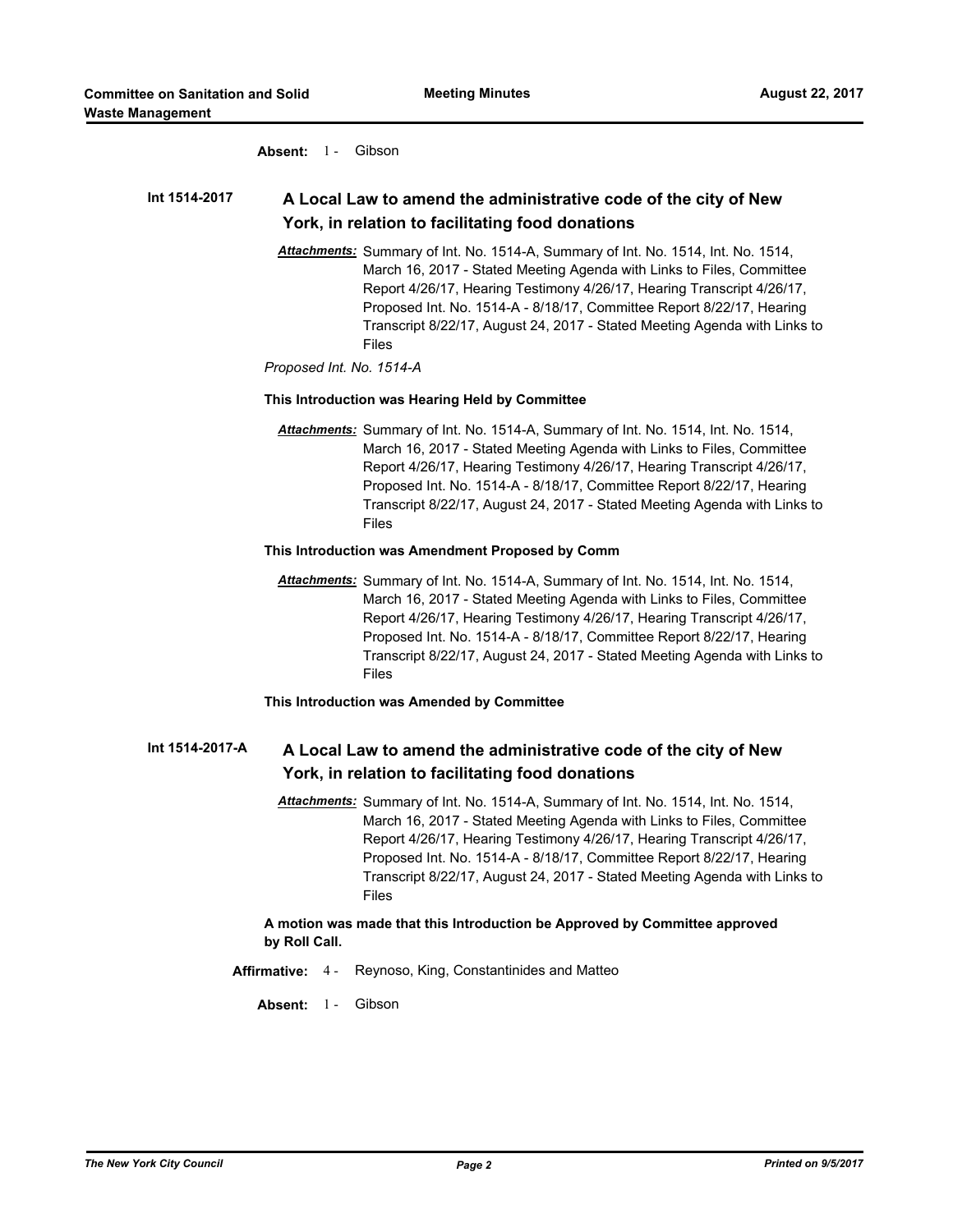**Absent:** 1 - Gibson

**Int 1514-2017**

### A Local Law to amend the administrative code of the city of New York, in relation to facilitating food donations

***Attachments:*** Summary of Int. No. 1514-A, Summary of Int. No. 1514, Int. No. 1514, March 16, 2017 - Stated Meeting Agenda with Links to Files, Committee Report 4/26/17, Hearing Testimony 4/26/17, Hearing Transcript 4/26/17, Proposed Int. No. 1514-A - 8/18/17, Committee Report 8/22/17, Hearing Transcript 8/22/17, August 24, 2017 - Stated Meeting Agenda with Links to Files

*Proposed Int. No. 1514-A*

**This Introduction was Hearing Held by Committee**

***Attachments:*** Summary of Int. No. 1514-A, Summary of Int. No. 1514, Int. No. 1514, March 16, 2017 - Stated Meeting Agenda with Links to Files, Committee Report 4/26/17, Hearing Testimony 4/26/17, Hearing Transcript 4/26/17, Proposed Int. No. 1514-A - 8/18/17, Committee Report 8/22/17, Hearing Transcript 8/22/17, August 24, 2017 - Stated Meeting Agenda with Links to Files

**This Introduction was Amendment Proposed by Comm**

***Attachments:*** Summary of Int. No. 1514-A, Summary of Int. No. 1514, Int. No. 1514, March 16, 2017 - Stated Meeting Agenda with Links to Files, Committee Report 4/26/17, Hearing Testimony 4/26/17, Hearing Transcript 4/26/17, Proposed Int. No. 1514-A - 8/18/17, Committee Report 8/22/17, Hearing Transcript 8/22/17, August 24, 2017 - Stated Meeting Agenda with Links to Files

**This Introduction was Amended by Committee**

**Int 1514-2017-A**

### A Local Law to amend the administrative code of the city of New York, in relation to facilitating food donations

***Attachments:*** Summary of Int. No. 1514-A, Summary of Int. No. 1514, Int. No. 1514, March 16, 2017 - Stated Meeting Agenda with Links to Files, Committee Report 4/26/17, Hearing Testimony 4/26/17, Hearing Transcript 4/26/17, Proposed Int. No. 1514-A - 8/18/17, Committee Report 8/22/17, Hearing Transcript 8/22/17, August 24, 2017 - Stated Meeting Agenda with Links to Files

**A motion was made that this Introduction be Approved by Committee approved by Roll Call.**

**Affirmative:** 4 - Reynoso, King, Constantinides and Matteo

**Absent:** 1 - Gibson